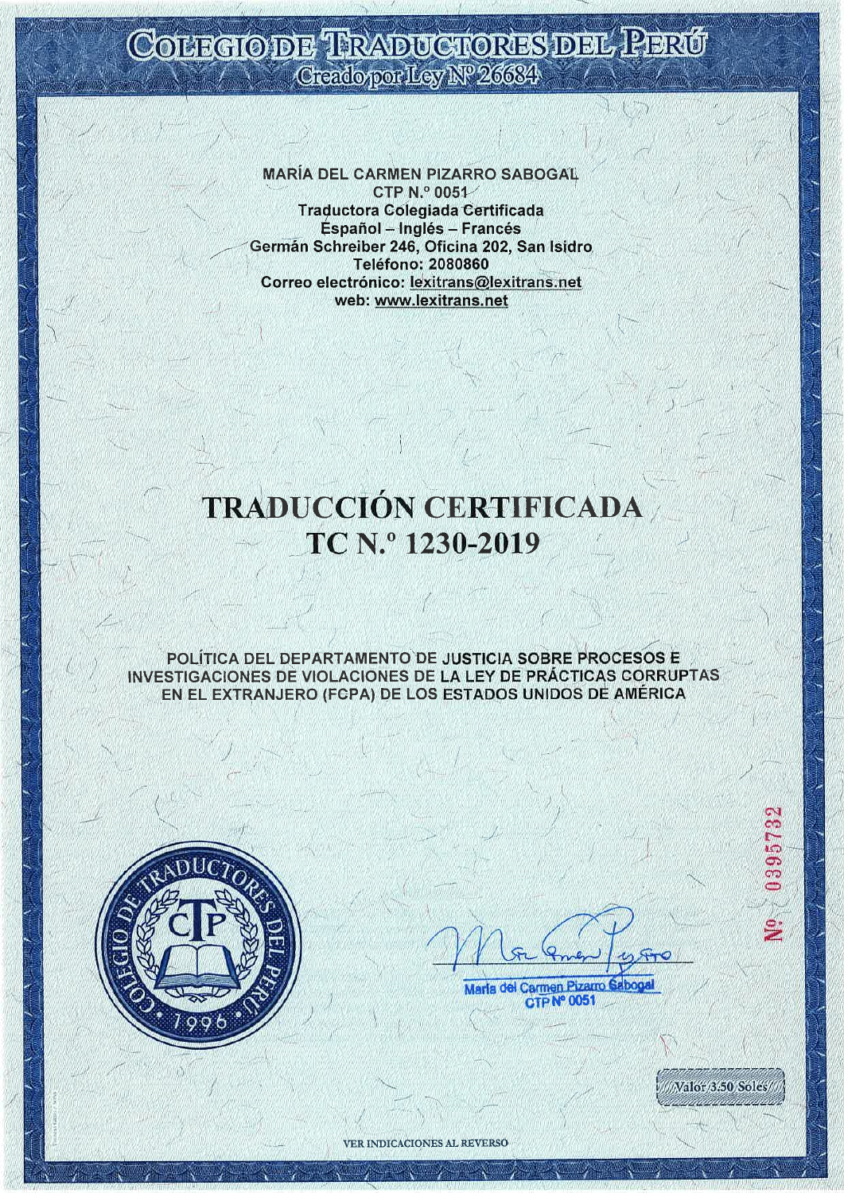# COLEGIO DE TRADUCTORES DEL PERÚ

Creado por Ley N° 26684

**MARÍA DEL CARMEN PIZARRO SABOGAL**
**CTP N.° 0051**
**Traductora Colegiada Certificada**
**Español – Inglés – Francés**
**Germán Schreiber 246, Oficina 202, San Isidro**
**Teléfono: 2080860**
**Correo electrónico: lexitrans@lexitrans.net**
**web: www.lexitrans.net**

# TRADUCCIÓN CERTIFICADA
# TC N.° 1230-2019

POLÍTICA DEL DEPARTAMENTO DE JUSTICIA SOBRE PROCESOS E INVESTIGACIONES DE VIOLACIONES DE LA LEY DE PRÁCTICAS CORRUPTAS EN EL EXTRANJERO (FCPA) DE LOS ESTADOS UNIDOS DE AMÉRICA

COLEGIO DE TRADUCTORES DEL PERÚ · 1996 · CTP

María del Carmen Pizarro Sabogal
CTP N° 0051

Nº 0395732

Valor 3.50 Soles

VER INDICACIONES AL REVERSO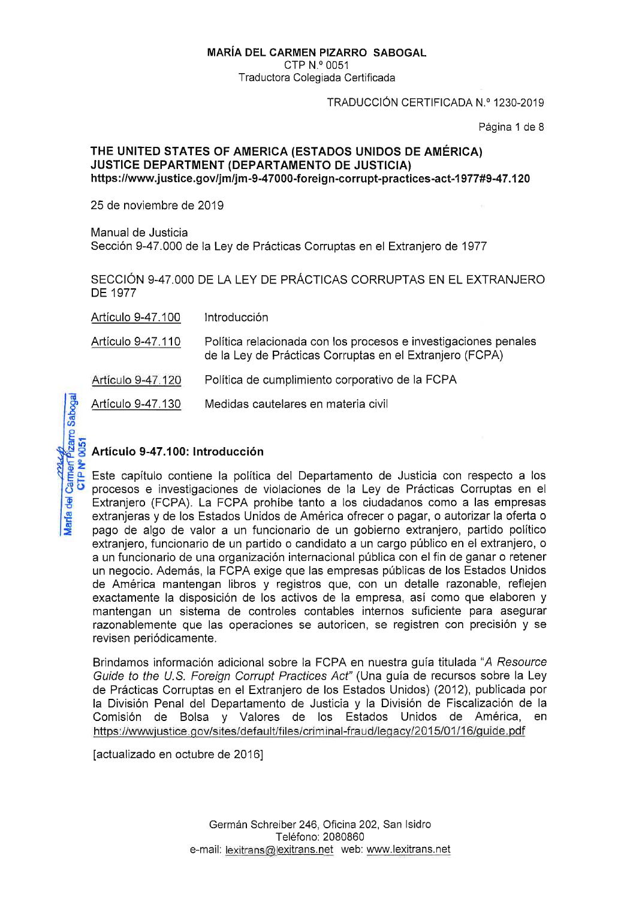**MARÍA DEL CARMEN PIZARRO SABOGAL**
CTP N.º 0051
Traductora Colegiada Certificada

TRADUCCIÓN CERTIFICADA N.º 1230-2019

**THE UNITED STATES OF AMERICA (ESTADOS UNIDOS DE AMÉRICA)**
**JUSTICE DEPARTMENT (DEPARTAMENTO DE JUSTICIA)**
**https://www.justice.gov/jm/jm-9-47000-foreign-corrupt-practices-act-1977#9-47.120**

25 de noviembre de 2019

Manual de Justicia
Sección 9-47.000 de la Ley de Prácticas Corruptas en el Extranjero de 1977

SECCIÓN 9-47.000 DE LA LEY DE PRÁCTICAS CORRUPTAS EN EL EXTRANJERO DE 1977

| | |
|---|---|
| Artículo 9-47.100 | Introducción |
| Artículo 9-47.110 | Política relacionada con los procesos e investigaciones penales de la Ley de Prácticas Corruptas en el Extranjero (FCPA) |
| Artículo 9-47.120 | Política de cumplimiento corporativo de la FCPA |
| Artículo 9-47.130 | Medidas cautelares en materia civil |

## Artículo 9-47.100: Introducción

Este capítulo contiene la política del Departamento de Justicia con respecto a los procesos e investigaciones de violaciones de la Ley de Prácticas Corruptas en el Extranjero (FCPA). La FCPA prohíbe tanto a los ciudadanos como a las empresas extranjeras y de los Estados Unidos de América ofrecer o pagar, o autorizar la oferta o pago de algo de valor a un funcionario de un gobierno extranjero, partido político extranjero, funcionario de un partido o candidato a un cargo público en el extranjero, o a un funcionario de una organización internacional pública con el fin de ganar o retener un negocio. Además, la FCPA exige que las empresas públicas de los Estados Unidos de América mantengan libros y registros que, con un detalle razonable, reflejen exactamente la disposición de los activos de la empresa, así como que elaboren y mantengan un sistema de controles contables internos suficiente para asegurar razonablemente que las operaciones se autoricen, se registren con precisión y se revisen periódicamente.

Brindamos información adicional sobre la FCPA en nuestra guía titulada "*A Resource Guide to the U.S. Foreign Corrupt Practices Act*" (Una guía de recursos sobre la Ley de Prácticas Corruptas en el Extranjero de los Estados Unidos) (2012), publicada por la División Penal del Departamento de Justicia y la División de Fiscalización de la Comisión de Bolsa y Valores de los Estados Unidos de América, en https://wwwjustice.gov/sites/default/files/criminal-fraud/legacy/2015/01/16/guide.pdf

[actualizado en octubre de 2016]

Germán Schreiber 246, Oficina 202, San Isidro
Teléfono: 2080860
e-mail: lexitrans@lexitrans.net web: www.lexitrans.net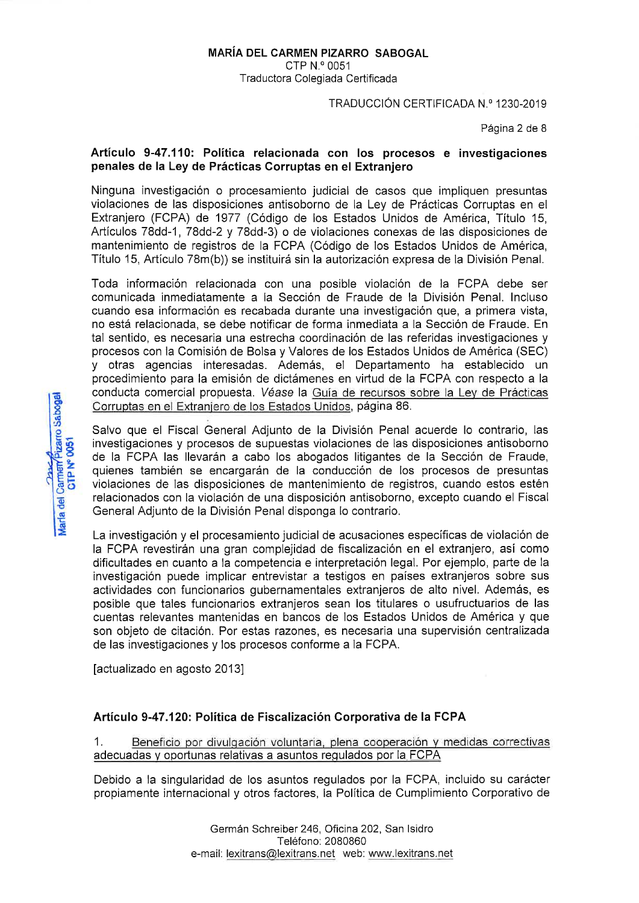### Artículo 9-47.110: Política relacionada con los procesos e investigaciones penales de la Ley de Prácticas Corruptas en el Extranjero

Ninguna investigación o procesamiento judicial de casos que impliquen presuntas violaciones de las disposiciones antisoborno de la Ley de Prácticas Corruptas en el Extranjero (FCPA) de 1977 (Código de los Estados Unidos de América, Título 15, Artículos 78dd-1, 78dd-2 y 78dd-3) o de violaciones conexas de las disposiciones de mantenimiento de registros de la FCPA (Código de los Estados Unidos de América, Título 15, Artículo 78m(b)) se instituirá sin la autorización expresa de la División Penal.

Toda información relacionada con una posible violación de la FCPA debe ser comunicada inmediatamente a la Sección de Fraude de la División Penal. Incluso cuando esa información es recabada durante una investigación que, a primera vista, no está relacionada, se debe notificar de forma inmediata a la Sección de Fraude. En tal sentido, es necesaria una estrecha coordinación de las referidas investigaciones y procesos con la Comisión de Bolsa y Valores de los Estados Unidos de América (SEC) y otras agencias interesadas. Además, el Departamento ha establecido un procedimiento para la emisión de dictámenes en virtud de la FCPA con respecto a la conducta comercial propuesta. *Véase* la Guía de recursos sobre la Ley de Prácticas Corruptas en el Extranjero de los Estados Unidos, página 86.

Salvo que el Fiscal General Adjunto de la División Penal acuerde lo contrario, las investigaciones y procesos de supuestas violaciones de las disposiciones antisoborno de la FCPA las llevarán a cabo los abogados litigantes de la Sección de Fraude, quienes también se encargarán de la conducción de los procesos de presuntas violaciones de las disposiciones de mantenimiento de registros, cuando estos estén relacionados con la violación de una disposición antisoborno, excepto cuando el Fiscal General Adjunto de la División Penal disponga lo contrario.

La investigación y el procesamiento judicial de acusaciones específicas de violación de la FCPA revestirán una gran complejidad de fiscalización en el extranjero, así como dificultades en cuanto a la competencia e interpretación legal. Por ejemplo, parte de la investigación puede implicar entrevistar a testigos en países extranjeros sobre sus actividades con funcionarios gubernamentales extranjeros de alto nivel. Además, es posible que tales funcionarios extranjeros sean los titulares o usufructuarios de las cuentas relevantes mantenidas en bancos de los Estados Unidos de América y que son objeto de citación. Por estas razones, es necesaria una supervisión centralizada de las investigaciones y los procesos conforme a la FCPA.

[actualizado en agosto 2013]

### Artículo 9-47.120: Política de Fiscalización Corporativa de la FCPA

1. Beneficio por divulgación voluntaria, plena cooperación y medidas correctivas adecuadas y oportunas relativas a asuntos regulados por la FCPA

Debido a la singularidad de los asuntos regulados por la FCPA, incluido su carácter propiamente internacional y otros factores, la Política de Cumplimiento Corporativo de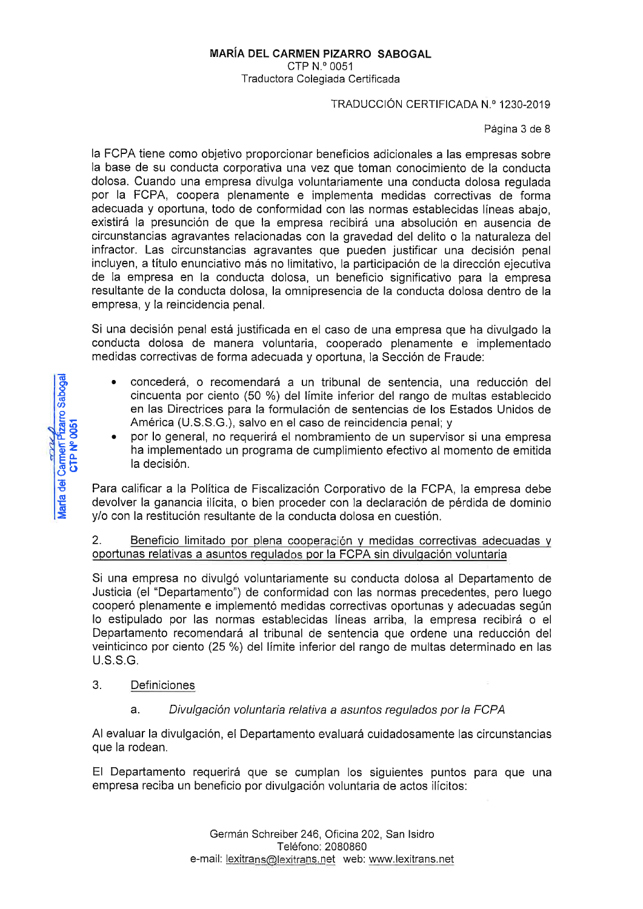la FCPA tiene como objetivo proporcionar beneficios adicionales a las empresas sobre la base de su conducta corporativa una vez que toman conocimiento de la conducta dolosa. Cuando una empresa divulga voluntariamente una conducta dolosa regulada por la FCPA, coopera plenamente e implementa medidas correctivas de forma adecuada y oportuna, todo de conformidad con las normas establecidas líneas abajo, existirá la presunción de que la empresa recibirá una absolución en ausencia de circunstancias agravantes relacionadas con la gravedad del delito o la naturaleza del infractor. Las circunstancias agravantes que pueden justificar una decisión penal incluyen, a título enunciativo más no limitativo, la participación de la dirección ejecutiva de la empresa en la conducta dolosa, un beneficio significativo para la empresa resultante de la conducta dolosa, la omnipresencia de la conducta dolosa dentro de la empresa, y la reincidencia penal.

Si una decisión penal está justificada en el caso de una empresa que ha divulgado la conducta dolosa de manera voluntaria, cooperado plenamente e implementado medidas correctivas de forma adecuada y oportuna, la Sección de Fraude:

- concederá, o recomendará a un tribunal de sentencia, una reducción del cincuenta por ciento (50 %) del límite inferior del rango de multas establecido en las Directrices para la formulación de sentencias de los Estados Unidos de América (U.S.S.G.), salvo en el caso de reincidencia penal; y
- por lo general, no requerirá el nombramiento de un supervisor si una empresa ha implementado un programa de cumplimiento efectivo al momento de emitida la decisión.

Para calificar a la Política de Fiscalización Corporativo de la FCPA, la empresa debe devolver la ganancia ilícita, o bien proceder con la declaración de pérdida de dominio y/o con la restitución resultante de la conducta dolosa en cuestión.

2. <u>Beneficio limitado por plena cooperación y medidas correctivas adecuadas y oportunas relativas a asuntos regulados por la FCPA sin divulgación voluntaria</u>

Si una empresa no divulgó voluntariamente su conducta dolosa al Departamento de Justicia (el "Departamento") de conformidad con las normas precedentes, pero luego cooperó plenamente e implementó medidas correctivas oportunas y adecuadas según lo estipulado por las normas establecidas líneas arriba, la empresa recibirá o el Departamento recomendará al tribunal de sentencia que ordene una reducción del veinticinco por ciento (25 %) del límite inferior del rango de multas determinado en las U.S.S.G.

3. <u>Definiciones</u>

   a. *Divulgación voluntaria relativa a asuntos regulados por la FCPA*

Al evaluar la divulgación, el Departamento evaluará cuidadosamente las circunstancias que la rodean.

El Departamento requerirá que se cumplan los siguientes puntos para que una empresa reciba un beneficio por divulgación voluntaria de actos ilícitos: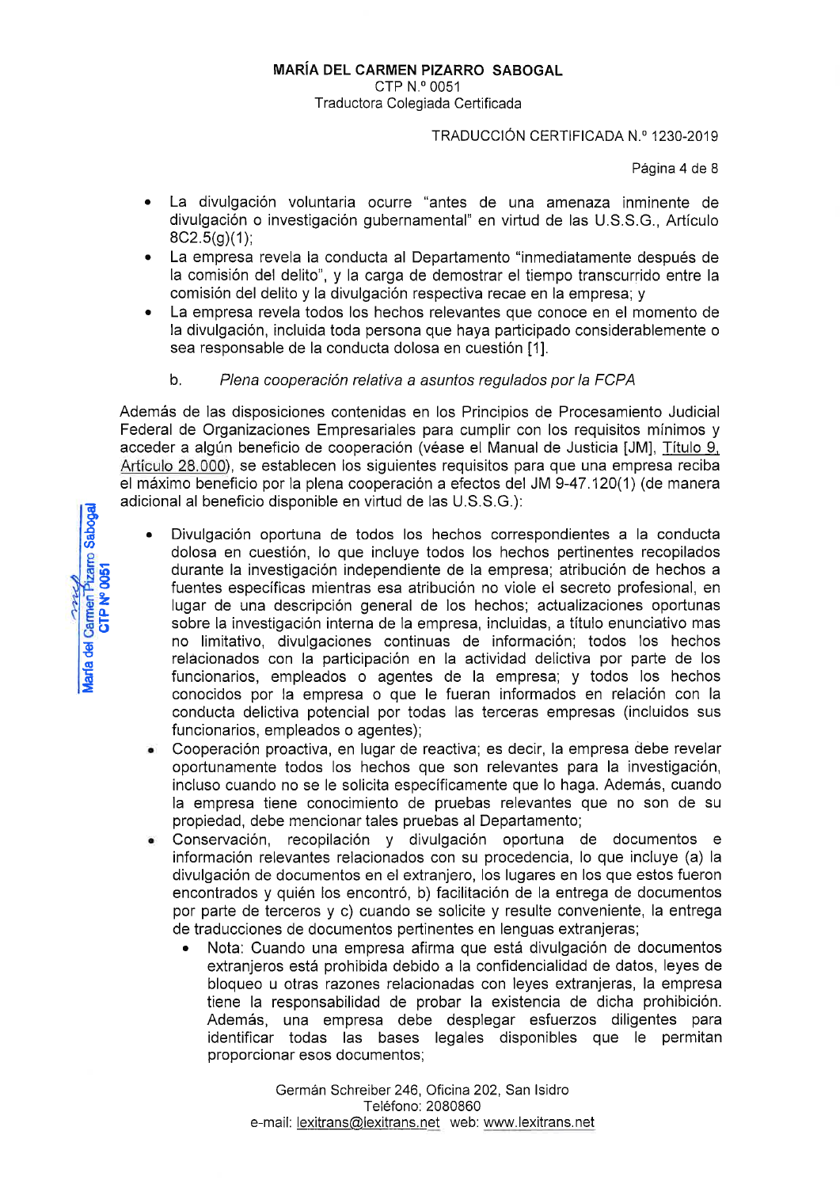- La divulgación voluntaria ocurre "antes de una amenaza inminente de divulgación o investigación gubernamental" en virtud de las U.S.S.G., Artículo 8C2.5(g)(1);
- La empresa revela la conducta al Departamento "inmediatamente después de la comisión del delito", y la carga de demostrar el tiempo transcurrido entre la comisión del delito y la divulgación respectiva recae en la empresa; y
- La empresa revela todos los hechos relevantes que conoce en el momento de la divulgación, incluida toda persona que haya participado considerablemente o sea responsable de la conducta dolosa en cuestión [1].

b. *Plena cooperación relativa a asuntos regulados por la FCPA*

Además de las disposiciones contenidas en los Principios de Procesamiento Judicial Federal de Organizaciones Empresariales para cumplir con los requisitos mínimos y acceder a algún beneficio de cooperación (véase el Manual de Justicia [JM], Título 9, Artículo 28.000), se establecen los siguientes requisitos para que una empresa reciba el máximo beneficio por la plena cooperación a efectos del JM 9-47.120(1) (de manera adicional al beneficio disponible en virtud de las U.S.S.G.):

- Divulgación oportuna de todos los hechos correspondientes a la conducta dolosa en cuestión, lo que incluye todos los hechos pertinentes recopilados durante la investigación independiente de la empresa; atribución de hechos a fuentes específicas mientras esa atribución no viole el secreto profesional, en lugar de una descripción general de los hechos; actualizaciones oportunas sobre la investigación interna de la empresa, incluidas, a título enunciativo mas no limitativo, divulgaciones continuas de información; todos los hechos relacionados con la participación en la actividad delictiva por parte de los funcionarios, empleados o agentes de la empresa; y todos los hechos conocidos por la empresa o que le fueran informados en relación con la conducta delictiva potencial por todas las terceras empresas (incluidos sus funcionarios, empleados o agentes);
- Cooperación proactiva, en lugar de reactiva; es decir, la empresa debe revelar oportunamente todos los hechos que son relevantes para la investigación, incluso cuando no se le solicita específicamente que lo haga. Además, cuando la empresa tiene conocimiento de pruebas relevantes que no son de su propiedad, debe mencionar tales pruebas al Departamento;
- Conservación, recopilación y divulgación oportuna de documentos e información relevantes relacionados con su procedencia, lo que incluye (a) la divulgación de documentos en el extranjero, los lugares en los que estos fueron encontrados y quién los encontró, b) facilitación de la entrega de documentos por parte de terceros y c) cuando se solicite y resulte conveniente, la entrega de traducciones de documentos pertinentes en lenguas extranjeras;
    - Nota: Cuando una empresa afirma que está divulgación de documentos extranjeros está prohibida debido a la confidencialidad de datos, leyes de bloqueo u otras razones relacionadas con leyes extranjeras, la empresa tiene la responsabilidad de probar la existencia de dicha prohibición. Además, una empresa debe desplegar esfuerzos diligentes para identificar todas las bases legales disponibles que le permitan proporcionar esos documentos;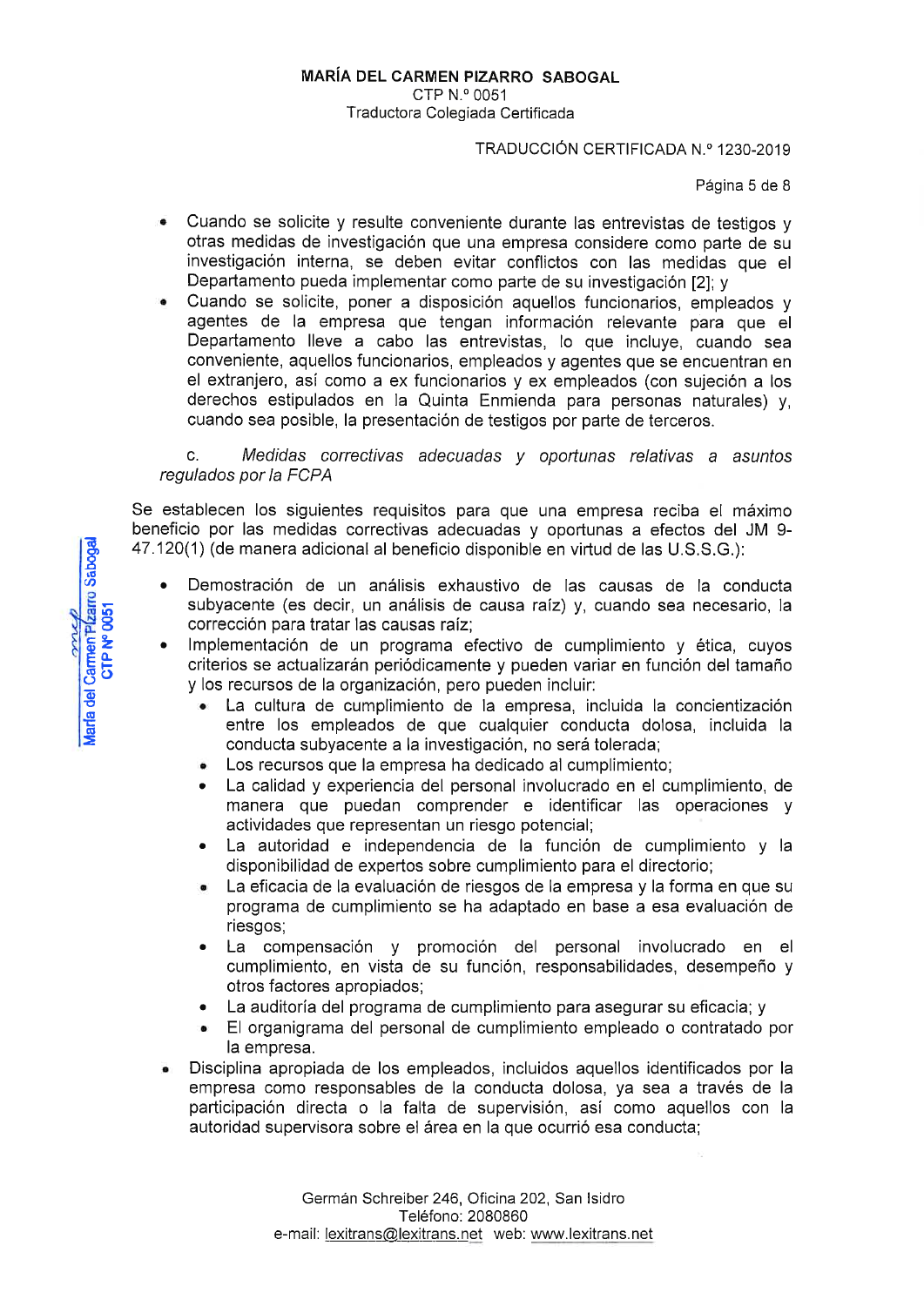- Cuando se solicite y resulte conveniente durante las entrevistas de testigos y otras medidas de investigación que una empresa considere como parte de su investigación interna, se deben evitar conflictos con las medidas que el Departamento pueda implementar como parte de su investigación [2]; y
- Cuando se solicite, poner a disposición aquellos funcionarios, empleados y agentes de la empresa que tengan información relevante para que el Departamento lleve a cabo las entrevistas, lo que incluye, cuando sea conveniente, aquellos funcionarios, empleados y agentes que se encuentran en el extranjero, así como a ex funcionarios y ex empleados (con sujeción a los derechos estipulados en la Quinta Enmienda para personas naturales) y, cuando sea posible, la presentación de testigos por parte de terceros.

c. *Medidas correctivas adecuadas y oportunas relativas a asuntos regulados por la FCPA*

Se establecen los siguientes requisitos para que una empresa reciba el máximo beneficio por las medidas correctivas adecuadas y oportunas a efectos del JM 9-47.120(1) (de manera adicional al beneficio disponible en virtud de las U.S.S.G.):

- Demostración de un análisis exhaustivo de las causas de la conducta subyacente (es decir, un análisis de causa raíz) y, cuando sea necesario, la corrección para tratar las causas raíz;
- Implementación de un programa efectivo de cumplimiento y ética, cuyos criterios se actualizarán periódicamente y pueden variar en función del tamaño y los recursos de la organización, pero pueden incluir:
  - La cultura de cumplimiento de la empresa, incluida la concientización entre los empleados de que cualquier conducta dolosa, incluida la conducta subyacente a la investigación, no será tolerada;
  - Los recursos que la empresa ha dedicado al cumplimiento;
  - La calidad y experiencia del personal involucrado en el cumplimiento, de manera que puedan comprender e identificar las operaciones y actividades que representan un riesgo potencial;
  - La autoridad e independencia de la función de cumplimiento y la disponibilidad de expertos sobre cumplimiento para el directorio;
  - La eficacia de la evaluación de riesgos de la empresa y la forma en que su programa de cumplimiento se ha adaptado en base a esa evaluación de riesgos;
  - La compensación y promoción del personal involucrado en el cumplimiento, en vista de su función, responsabilidades, desempeño y otros factores apropiados;
  - La auditoría del programa de cumplimiento para asegurar su eficacia; y
  - El organigrama del personal de cumplimiento empleado o contratado por la empresa.
- Disciplina apropiada de los empleados, incluidos aquellos identificados por la empresa como responsables de la conducta dolosa, ya sea a través de la participación directa o la falta de supervisión, así como aquellos con la autoridad supervisora sobre el área en la que ocurrió esa conducta;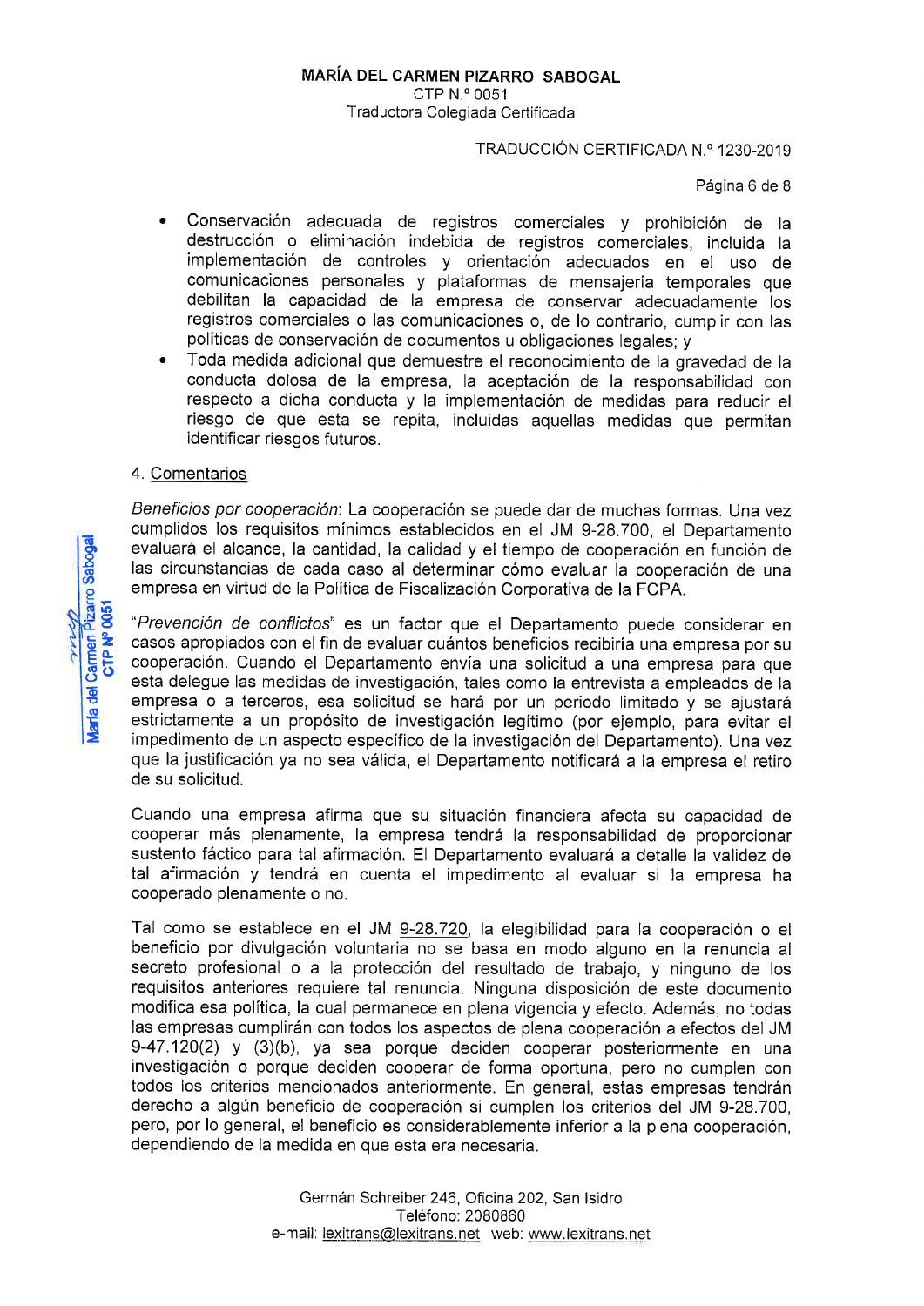- Conservación adecuada de registros comerciales y prohibición de la destrucción o eliminación indebida de registros comerciales, incluida la implementación de controles y orientación adecuados en el uso de comunicaciones personales y plataformas de mensajería temporales que debilitan la capacidad de la empresa de conservar adecuadamente los registros comerciales o las comunicaciones o, de lo contrario, cumplir con las políticas de conservación de documentos u obligaciones legales; y
- Toda medida adicional que demuestre el reconocimiento de la gravedad de la conducta dolosa de la empresa, la aceptación de la responsabilidad con respecto a dicha conducta y la implementación de medidas para reducir el riesgo de que esta se repita, incluidas aquellas medidas que permitan identificar riesgos futuros.

4. Comentarios

*Beneficios por cooperación*: La cooperación se puede dar de muchas formas. Una vez cumplidos los requisitos mínimos establecidos en el JM 9-28.700, el Departamento evaluará el alcance, la cantidad, la calidad y el tiempo de cooperación en función de las circunstancias de cada caso al determinar cómo evaluar la cooperación de una empresa en virtud de la Política de Fiscalización Corporativa de la FCPA.

"*Prevención de conflictos*" es un factor que el Departamento puede considerar en casos apropiados con el fin de evaluar cuántos beneficios recibiría una empresa por su cooperación. Cuando el Departamento envía una solicitud a una empresa para que esta delegue las medidas de investigación, tales como la entrevista a empleados de la empresa o a terceros, esa solicitud se hará por un periodo limitado y se ajustará estrictamente a un propósito de investigación legítimo (por ejemplo, para evitar el impedimento de un aspecto específico de la investigación del Departamento). Una vez que la justificación ya no sea válida, el Departamento notificará a la empresa el retiro de su solicitud.

Cuando una empresa afirma que su situación financiera afecta su capacidad de cooperar más plenamente, la empresa tendrá la responsabilidad de proporcionar sustento fáctico para tal afirmación. El Departamento evaluará a detalle la validez de tal afirmación y tendrá en cuenta el impedimento al evaluar si la empresa ha cooperado plenamente o no.

Tal como se establece en el JM 9-28.720, la elegibilidad para la cooperación o el beneficio por divulgación voluntaria no se basa en modo alguno en la renuncia al secreto profesional o a la protección del resultado de trabajo, y ninguno de los requisitos anteriores requiere tal renuncia. Ninguna disposición de este documento modifica esa política, la cual permanece en plena vigencia y efecto. Además, no todas las empresas cumplirán con todos los aspectos de plena cooperación a efectos del JM 9-47.120(2) y (3)(b), ya sea porque deciden cooperar posteriormente en una investigación o porque deciden cooperar de forma oportuna, pero no cumplen con todos los criterios mencionados anteriormente. En general, estas empresas tendrán derecho a algún beneficio de cooperación si cumplen los criterios del JM 9-28.700, pero, por lo general, el beneficio es considerablemente inferior a la plena cooperación, dependiendo de la medida en que esta era necesaria.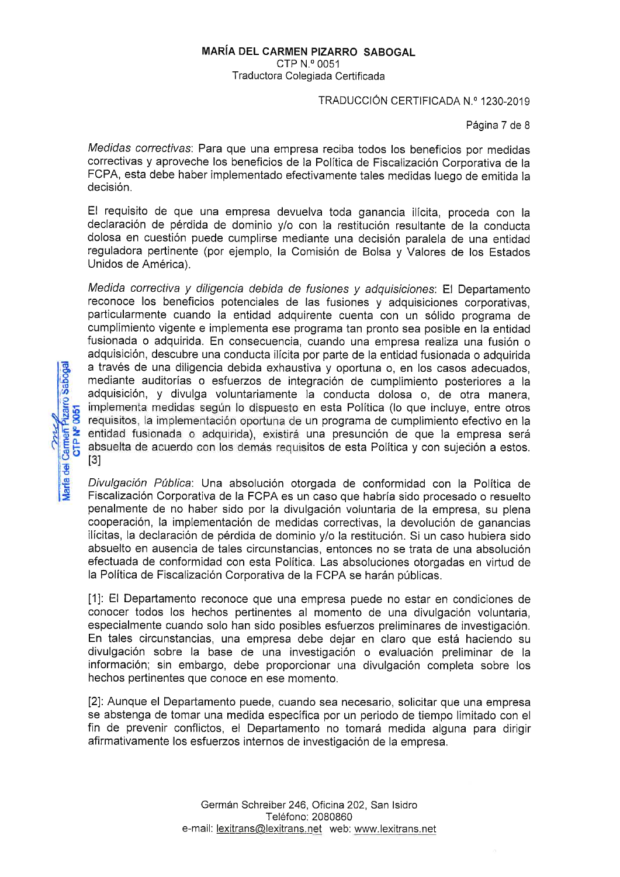*Medidas correctivas*: Para que una empresa reciba todos los beneficios por medidas correctivas y aproveche los beneficios de la Política de Fiscalización Corporativa de la FCPA, esta debe haber implementado efectivamente tales medidas luego de emitida la decisión.

El requisito de que una empresa devuelva toda ganancia ilícita, proceda con la declaración de pérdida de dominio y/o con la restitución resultante de la conducta dolosa en cuestión puede cumplirse mediante una decisión paralela de una entidad reguladora pertinente (por ejemplo, la Comisión de Bolsa y Valores de los Estados Unidos de América).

*Medida correctiva y diligencia debida de fusiones y adquisiciones*: El Departamento reconoce los beneficios potenciales de las fusiones y adquisiciones corporativas, particularmente cuando la entidad adquirente cuenta con un sólido programa de cumplimiento vigente e implementa ese programa tan pronto sea posible en la entidad fusionada o adquirida. En consecuencia, cuando una empresa realiza una fusión o adquisición, descubre una conducta ilícita por parte de la entidad fusionada o adquirida a través de una diligencia debida exhaustiva y oportuna o, en los casos adecuados, mediante auditorías o esfuerzos de integración de cumplimiento posteriores a la adquisición, y divulga voluntariamente la conducta dolosa o, de otra manera, implementa medidas según lo dispuesto en esta Política (lo que incluye, entre otros requisitos, la implementación oportuna de un programa de cumplimiento efectivo en la entidad fusionada o adquirida), existirá una presunción de que la empresa será absuelta de acuerdo con los demás requisitos de esta Política y con sujeción a estos. [3]

*Divulgación Pública*: Una absolución otorgada de conformidad con la Política de Fiscalización Corporativa de la FCPA es un caso que habría sido procesado o resuelto penalmente de no haber sido por la divulgación voluntaria de la empresa, su plena cooperación, la implementación de medidas correctivas, la devolución de ganancias ilícitas, la declaración de pérdida de dominio y/o la restitución. Si un caso hubiera sido absuelto en ausencia de tales circunstancias, entonces no se trata de una absolución efectuada de conformidad con esta Política. Las absoluciones otorgadas en virtud de la Política de Fiscalización Corporativa de la FCPA se harán públicas.

[1]: El Departamento reconoce que una empresa puede no estar en condiciones de conocer todos los hechos pertinentes al momento de una divulgación voluntaria, especialmente cuando solo han sido posibles esfuerzos preliminares de investigación. En tales circunstancias, una empresa debe dejar en claro que está haciendo su divulgación sobre la base de una investigación o evaluación preliminar de la información; sin embargo, debe proporcionar una divulgación completa sobre los hechos pertinentes que conoce en ese momento.

[2]: Aunque el Departamento puede, cuando sea necesario, solicitar que una empresa se abstenga de tomar una medida específica por un periodo de tiempo limitado con el fin de prevenir conflictos, el Departamento no tomará medida alguna para dirigir afirmativamente los esfuerzos internos de investigación de la empresa.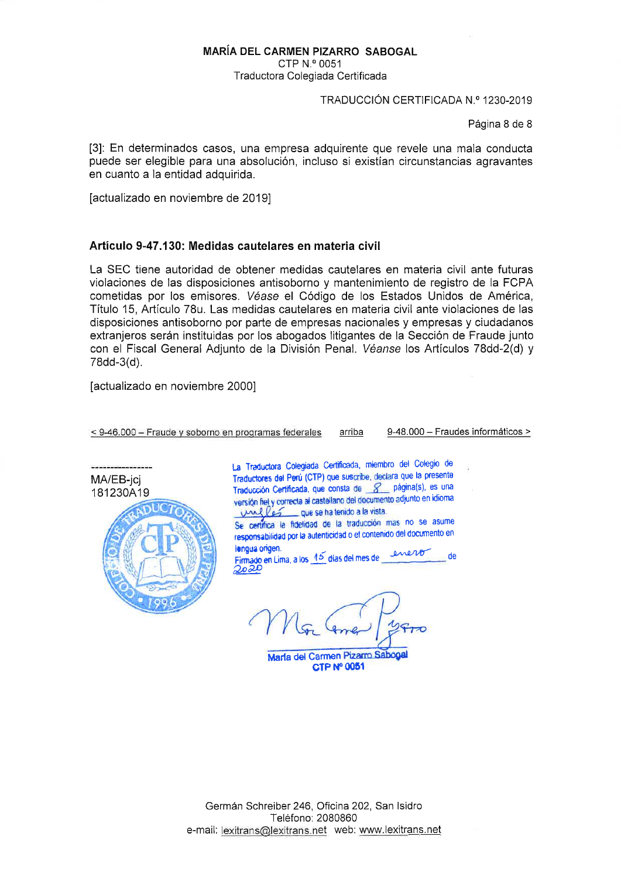**MARÍA DEL CARMEN PIZARRO SABOGAL**
CTP N.º 0051
Traductora Colegiada Certificada

TRADUCCIÓN CERTIFICADA N.º 1230-2019

[3]: En determinados casos, una empresa adquirente que revele una mala conducta puede ser elegible para una absolución, incluso si existían circunstancias agravantes en cuanto a la entidad adquirida.

[actualizado en noviembre de 2019]

### Artículo 9-47.130: Medidas cautelares en materia civil

La SEC tiene autoridad de obtener medidas cautelares en materia civil ante futuras violaciones de las disposiciones antisoborno y mantenimiento de registro de la FCPA cometidas por los emisores. *Véase* el Código de los Estados Unidos de América, Título 15, Artículo 78u. Las medidas cautelares en materia civil ante violaciones de las disposiciones antisoborno por parte de empresas nacionales y empresas y ciudadanos extranjeros serán instituidas por los abogados litigantes de la Sección de Fraude junto con el Fiscal General Adjunto de la División Penal. *Véanse* los Artículos 78dd-2(d) y 78dd-3(d).

[actualizado en noviembre 2000]

< 9-46.000 – Fraude y soborno en programas federales    arriba    9-48.000 – Fraudes informáticos >

----------------
MA/EB-jcj
181230A19

La Traductora Colegiada Certificada, miembro del Colegio de Traductores del Perú (CTP) que suscribe, declara que la presente Traducción Certificada, que consta de 8 página(s), es una versión fiel y correcta al castellano del documento adjunto en idioma inglés que se ha tenido a la vista.
Se certifica la fidelidad de la traducción mas no se asume responsabilidad por la autenticidad o el contenido del documento en lengua origen.
Firmado en Lima, a los 15 días del mes de enero de 2020

María del Carmen Pizarro Sabogal
CTP Nº 0051

Germán Schreiber 246, Oficina 202, San Isidro
Teléfono: 2080860
e-mail: lexitrans@lexitrans.net web: www.lexitrans.net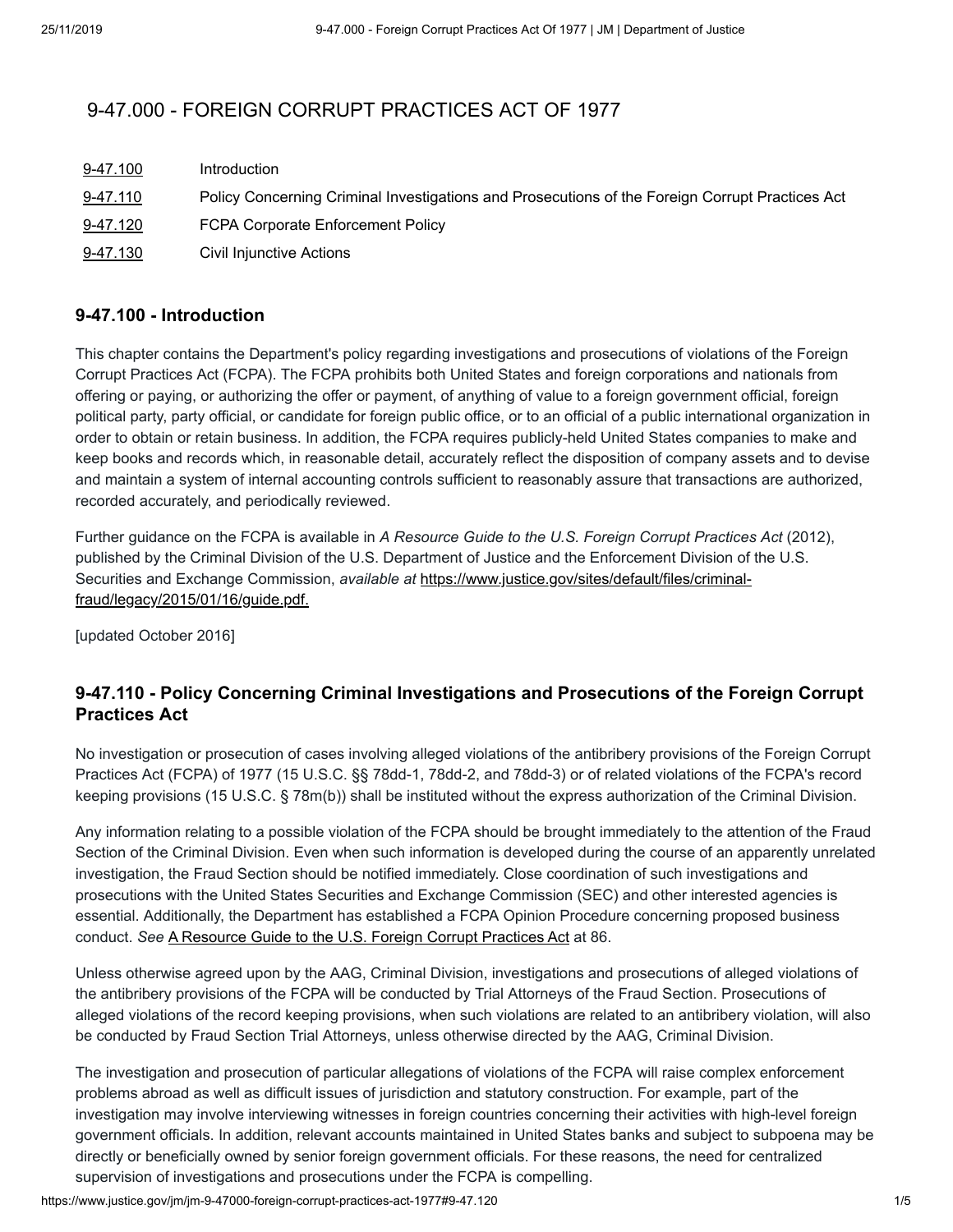# 9-47.000 - FOREIGN CORRUPT PRACTICES ACT OF 1977

| | |
|---|---|
| 9-47.100 | Introduction |
| 9-47.110 | Policy Concerning Criminal Investigations and Prosecutions of the Foreign Corrupt Practices Act |
| 9-47.120 | FCPA Corporate Enforcement Policy |
| 9-47.130 | Civil Injunctive Actions |

### 9-47.100 - Introduction

This chapter contains the Department's policy regarding investigations and prosecutions of violations of the Foreign Corrupt Practices Act (FCPA). The FCPA prohibits both United States and foreign corporations and nationals from offering or paying, or authorizing the offer or payment, of anything of value to a foreign government official, foreign political party, party official, or candidate for foreign public office, or to an official of a public international organization in order to obtain or retain business. In addition, the FCPA requires publicly-held United States companies to make and keep books and records which, in reasonable detail, accurately reflect the disposition of company assets and to devise and maintain a system of internal accounting controls sufficient to reasonably assure that transactions are authorized, recorded accurately, and periodically reviewed.

Further guidance on the FCPA is available in *A Resource Guide to the U.S. Foreign Corrupt Practices Act* (2012), published by the Criminal Division of the U.S. Department of Justice and the Enforcement Division of the U.S. Securities and Exchange Commission, *available at* https://www.justice.gov/sites/default/files/criminal-fraud/legacy/2015/01/16/guide.pdf.

[updated October 2016]

### 9-47.110 - Policy Concerning Criminal Investigations and Prosecutions of the Foreign Corrupt Practices Act

No investigation or prosecution of cases involving alleged violations of the antibribery provisions of the Foreign Corrupt Practices Act (FCPA) of 1977 (15 U.S.C. §§ 78dd-1, 78dd-2, and 78dd-3) or of related violations of the FCPA's record keeping provisions (15 U.S.C. § 78m(b)) shall be instituted without the express authorization of the Criminal Division.

Any information relating to a possible violation of the FCPA should be brought immediately to the attention of the Fraud Section of the Criminal Division. Even when such information is developed during the course of an apparently unrelated investigation, the Fraud Section should be notified immediately. Close coordination of such investigations and prosecutions with the United States Securities and Exchange Commission (SEC) and other interested agencies is essential. Additionally, the Department has established a FCPA Opinion Procedure concerning proposed business conduct. *See* A Resource Guide to the U.S. Foreign Corrupt Practices Act at 86.

Unless otherwise agreed upon by the AAG, Criminal Division, investigations and prosecutions of alleged violations of the antibribery provisions of the FCPA will be conducted by Trial Attorneys of the Fraud Section. Prosecutions of alleged violations of the record keeping provisions, when such violations are related to an antibribery violation, will also be conducted by Fraud Section Trial Attorneys, unless otherwise directed by the AAG, Criminal Division.

The investigation and prosecution of particular allegations of violations of the FCPA will raise complex enforcement problems abroad as well as difficult issues of jurisdiction and statutory construction. For example, part of the investigation may involve interviewing witnesses in foreign countries concerning their activities with high-level foreign government officials. In addition, relevant accounts maintained in United States banks and subject to subpoena may be directly or beneficially owned by senior foreign government officials. For these reasons, the need for centralized supervision of investigations and prosecutions under the FCPA is compelling.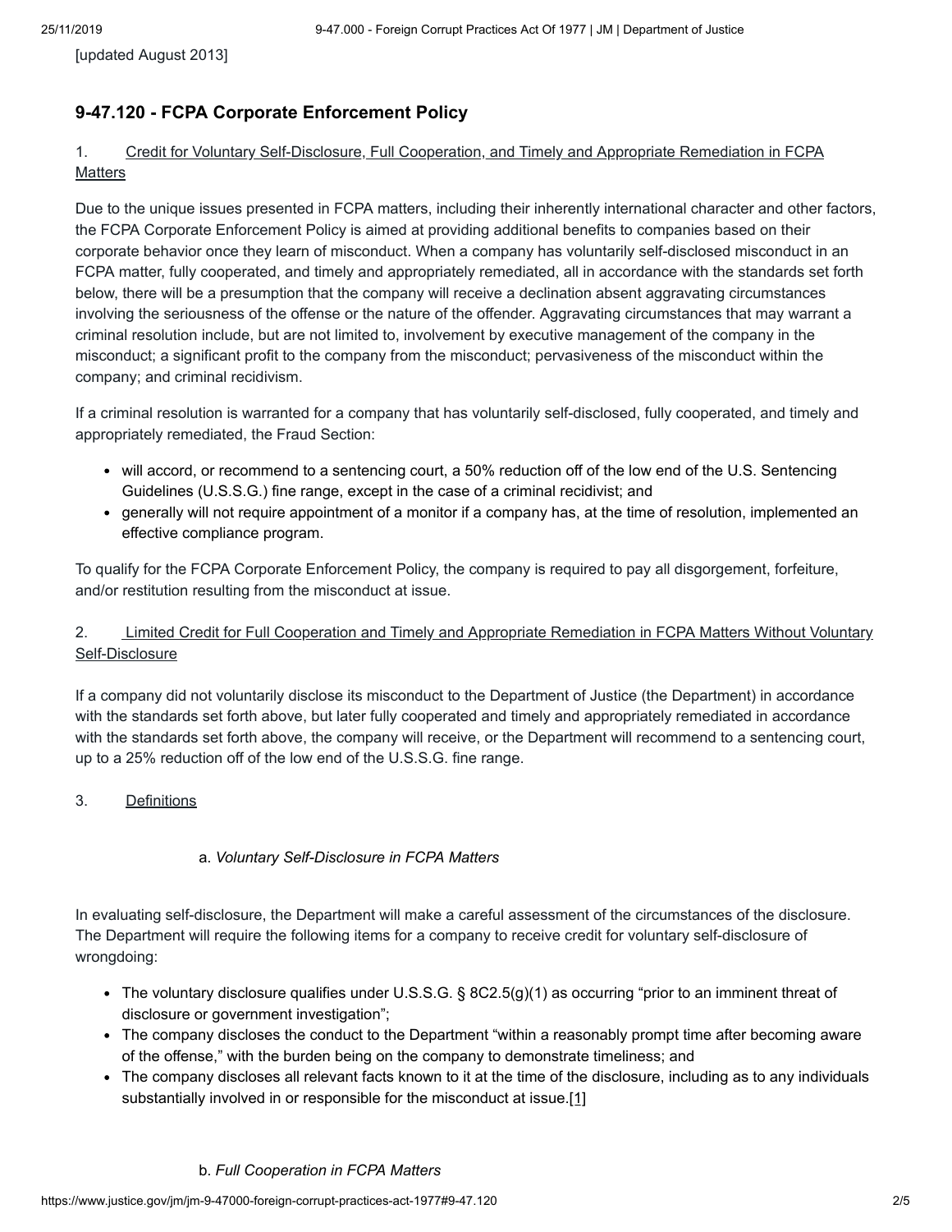[updated August 2013]

## 9-47.120 - FCPA Corporate Enforcement Policy

1. Credit for Voluntary Self-Disclosure, Full Cooperation, and Timely and Appropriate Remediation in FCPA Matters

Due to the unique issues presented in FCPA matters, including their inherently international character and other factors, the FCPA Corporate Enforcement Policy is aimed at providing additional benefits to companies based on their corporate behavior once they learn of misconduct. When a company has voluntarily self-disclosed misconduct in an FCPA matter, fully cooperated, and timely and appropriately remediated, all in accordance with the standards set forth below, there will be a presumption that the company will receive a declination absent aggravating circumstances involving the seriousness of the offense or the nature of the offender. Aggravating circumstances that may warrant a criminal resolution include, but are not limited to, involvement by executive management of the company in the misconduct; a significant profit to the company from the misconduct; pervasiveness of the misconduct within the company; and criminal recidivism.

If a criminal resolution is warranted for a company that has voluntarily self-disclosed, fully cooperated, and timely and appropriately remediated, the Fraud Section:

- will accord, or recommend to a sentencing court, a 50% reduction off of the low end of the U.S. Sentencing Guidelines (U.S.S.G.) fine range, except in the case of a criminal recidivist; and
- generally will not require appointment of a monitor if a company has, at the time of resolution, implemented an effective compliance program.

To qualify for the FCPA Corporate Enforcement Policy, the company is required to pay all disgorgement, forfeiture, and/or restitution resulting from the misconduct at issue.

2. Limited Credit for Full Cooperation and Timely and Appropriate Remediation in FCPA Matters Without Voluntary Self-Disclosure

If a company did not voluntarily disclose its misconduct to the Department of Justice (the Department) in accordance with the standards set forth above, but later fully cooperated and timely and appropriately remediated in accordance with the standards set forth above, the company will receive, or the Department will recommend to a sentencing court, up to a 25% reduction off of the low end of the U.S.S.G. fine range.

3. Definitions

a. *Voluntary Self-Disclosure in FCPA Matters*

In evaluating self-disclosure, the Department will make a careful assessment of the circumstances of the disclosure. The Department will require the following items for a company to receive credit for voluntary self-disclosure of wrongdoing:

- The voluntary disclosure qualifies under U.S.S.G. § 8C2.5(g)(1) as occurring "prior to an imminent threat of disclosure or government investigation";
- The company discloses the conduct to the Department "within a reasonably prompt time after becoming aware of the offense," with the burden being on the company to demonstrate timeliness; and
- The company discloses all relevant facts known to it at the time of the disclosure, including as to any individuals substantially involved in or responsible for the misconduct at issue.[1]

b. *Full Cooperation in FCPA Matters*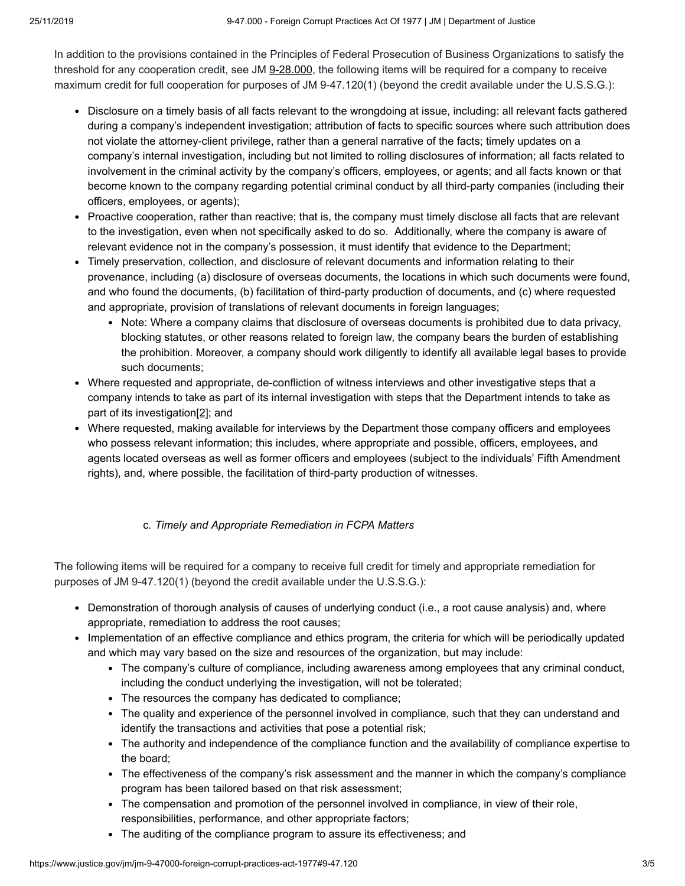In addition to the provisions contained in the Principles of Federal Prosecution of Business Organizations to satisfy the threshold for any cooperation credit, see JM 9-28.000, the following items will be required for a company to receive maximum credit for full cooperation for purposes of JM 9-47.120(1) (beyond the credit available under the U.S.S.G.):

- Disclosure on a timely basis of all facts relevant to the wrongdoing at issue, including: all relevant facts gathered during a company's independent investigation; attribution of facts to specific sources where such attribution does not violate the attorney-client privilege, rather than a general narrative of the facts; timely updates on a company's internal investigation, including but not limited to rolling disclosures of information; all facts related to involvement in the criminal activity by the company's officers, employees, or agents; and all facts known or that become known to the company regarding potential criminal conduct by all third-party companies (including their officers, employees, or agents);
- Proactive cooperation, rather than reactive; that is, the company must timely disclose all facts that are relevant to the investigation, even when not specifically asked to do so. Additionally, where the company is aware of relevant evidence not in the company's possession, it must identify that evidence to the Department;
- Timely preservation, collection, and disclosure of relevant documents and information relating to their provenance, including (a) disclosure of overseas documents, the locations in which such documents were found, and who found the documents, (b) facilitation of third-party production of documents, and (c) where requested and appropriate, provision of translations of relevant documents in foreign languages;
  - Note: Where a company claims that disclosure of overseas documents is prohibited due to data privacy, blocking statutes, or other reasons related to foreign law, the company bears the burden of establishing the prohibition. Moreover, a company should work diligently to identify all available legal bases to provide such documents;
- Where requested and appropriate, de-confliction of witness interviews and other investigative steps that a company intends to take as part of its internal investigation with steps that the Department intends to take as part of its investigation[2]; and
- Where requested, making available for interviews by the Department those company officers and employees who possess relevant information; this includes, where appropriate and possible, officers, employees, and agents located overseas as well as former officers and employees (subject to the individuals' Fifth Amendment rights), and, where possible, the facilitation of third-party production of witnesses.

### c. *Timely and Appropriate Remediation in FCPA Matters*

The following items will be required for a company to receive full credit for timely and appropriate remediation for purposes of JM 9-47.120(1) (beyond the credit available under the U.S.S.G.):

- Demonstration of thorough analysis of causes of underlying conduct (i.e., a root cause analysis) and, where appropriate, remediation to address the root causes;
- Implementation of an effective compliance and ethics program, the criteria for which will be periodically updated and which may vary based on the size and resources of the organization, but may include:
  - The company's culture of compliance, including awareness among employees that any criminal conduct, including the conduct underlying the investigation, will not be tolerated;
  - The resources the company has dedicated to compliance;
  - The quality and experience of the personnel involved in compliance, such that they can understand and identify the transactions and activities that pose a potential risk;
  - The authority and independence of the compliance function and the availability of compliance expertise to the board;
  - The effectiveness of the company's risk assessment and the manner in which the company's compliance program has been tailored based on that risk assessment;
  - The compensation and promotion of the personnel involved in compliance, in view of their role, responsibilities, performance, and other appropriate factors;
  - The auditing of the compliance program to assure its effectiveness; and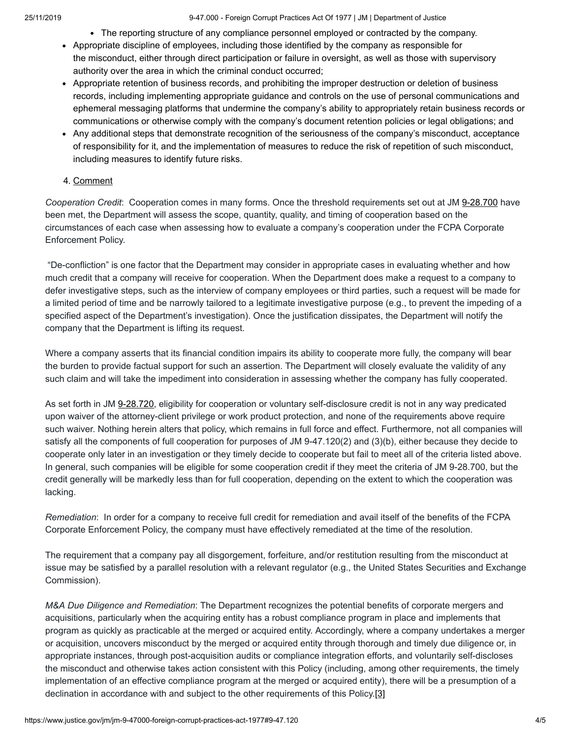- The reporting structure of any compliance personnel employed or contracted by the company.
- Appropriate discipline of employees, including those identified by the company as responsible for the misconduct, either through direct participation or failure in oversight, as well as those with supervisory authority over the area in which the criminal conduct occurred;
- Appropriate retention of business records, and prohibiting the improper destruction or deletion of business records, including implementing appropriate guidance and controls on the use of personal communications and ephemeral messaging platforms that undermine the company's ability to appropriately retain business records or communications or otherwise comply with the company's document retention policies or legal obligations; and
- Any additional steps that demonstrate recognition of the seriousness of the company's misconduct, acceptance of responsibility for it, and the implementation of measures to reduce the risk of repetition of such misconduct, including measures to identify future risks.

4. Comment

*Cooperation Credit*: Cooperation comes in many forms. Once the threshold requirements set out at JM 9-28.700 have been met, the Department will assess the scope, quantity, quality, and timing of cooperation based on the circumstances of each case when assessing how to evaluate a company's cooperation under the FCPA Corporate Enforcement Policy.

"De-confliction" is one factor that the Department may consider in appropriate cases in evaluating whether and how much credit that a company will receive for cooperation. When the Department does make a request to a company to defer investigative steps, such as the interview of company employees or third parties, such a request will be made for a limited period of time and be narrowly tailored to a legitimate investigative purpose (e.g., to prevent the impeding of a specified aspect of the Department's investigation). Once the justification dissipates, the Department will notify the company that the Department is lifting its request.

Where a company asserts that its financial condition impairs its ability to cooperate more fully, the company will bear the burden to provide factual support for such an assertion. The Department will closely evaluate the validity of any such claim and will take the impediment into consideration in assessing whether the company has fully cooperated.

As set forth in JM 9-28.720, eligibility for cooperation or voluntary self-disclosure credit is not in any way predicated upon waiver of the attorney-client privilege or work product protection, and none of the requirements above require such waiver. Nothing herein alters that policy, which remains in full force and effect. Furthermore, not all companies will satisfy all the components of full cooperation for purposes of JM 9-47.120(2) and (3)(b), either because they decide to cooperate only later in an investigation or they timely decide to cooperate but fail to meet all of the criteria listed above. In general, such companies will be eligible for some cooperation credit if they meet the criteria of JM 9-28.700, but the credit generally will be markedly less than for full cooperation, depending on the extent to which the cooperation was lacking.

*Remediation*: In order for a company to receive full credit for remediation and avail itself of the benefits of the FCPA Corporate Enforcement Policy, the company must have effectively remediated at the time of the resolution.

The requirement that a company pay all disgorgement, forfeiture, and/or restitution resulting from the misconduct at issue may be satisfied by a parallel resolution with a relevant regulator (e.g., the United States Securities and Exchange Commission).

*M&A Due Diligence and Remediation*: The Department recognizes the potential benefits of corporate mergers and acquisitions, particularly when the acquiring entity has a robust compliance program in place and implements that program as quickly as practicable at the merged or acquired entity. Accordingly, where a company undertakes a merger or acquisition, uncovers misconduct by the merged or acquired entity through thorough and timely due diligence or, in appropriate instances, through post-acquisition audits or compliance integration efforts, and voluntarily self-discloses the misconduct and otherwise takes action consistent with this Policy (including, among other requirements, the timely implementation of an effective compliance program at the merged or acquired entity), there will be a presumption of a declination in accordance with and subject to the other requirements of this Policy.[3]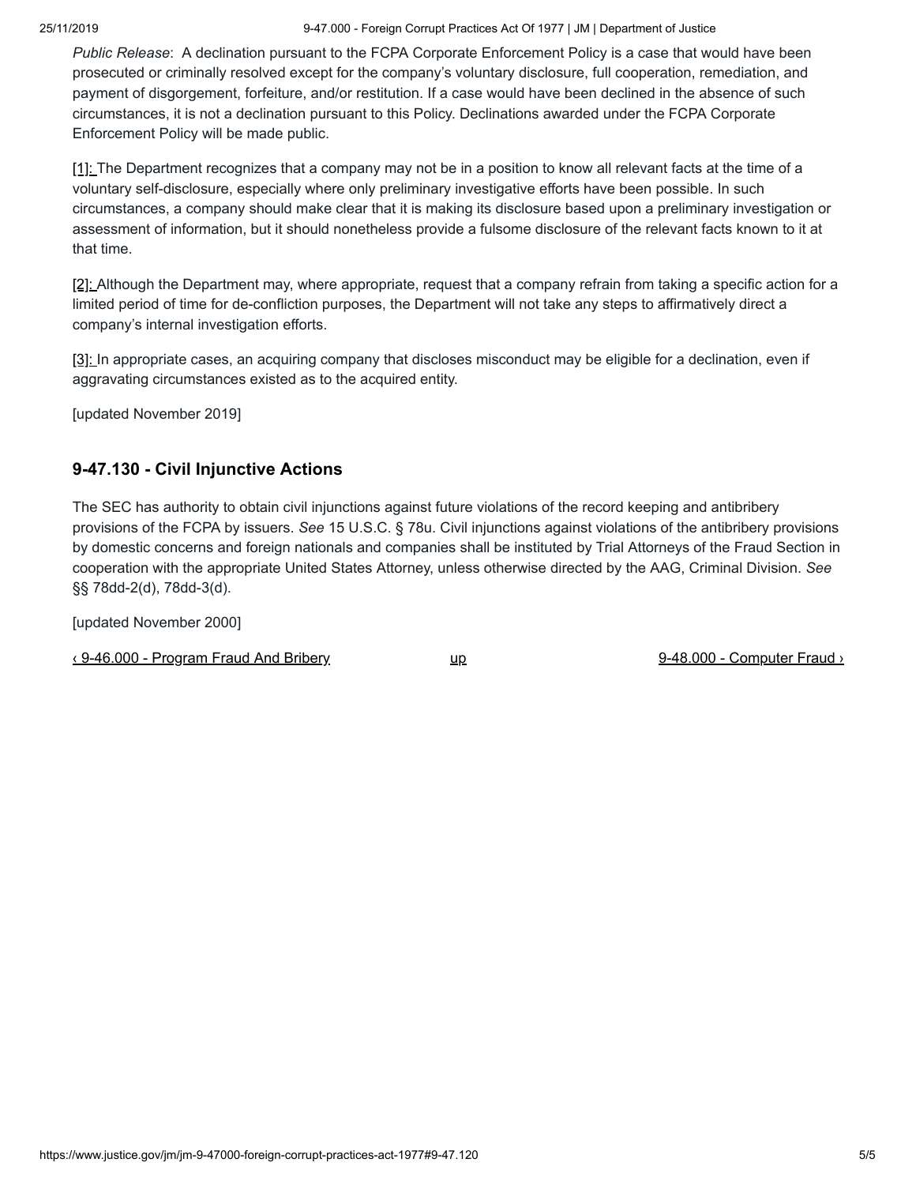*Public Release*: A declination pursuant to the FCPA Corporate Enforcement Policy is a case that would have been prosecuted or criminally resolved except for the company's voluntary disclosure, full cooperation, remediation, and payment of disgorgement, forfeiture, and/or restitution. If a case would have been declined in the absence of such circumstances, it is not a declination pursuant to this Policy. Declinations awarded under the FCPA Corporate Enforcement Policy will be made public.

[1]: The Department recognizes that a company may not be in a position to know all relevant facts at the time of a voluntary self-disclosure, especially where only preliminary investigative efforts have been possible. In such circumstances, a company should make clear that it is making its disclosure based upon a preliminary investigation or assessment of information, but it should nonetheless provide a fulsome disclosure of the relevant facts known to it at that time.

[2]: Although the Department may, where appropriate, request that a company refrain from taking a specific action for a limited period of time for de-confliction purposes, the Department will not take any steps to affirmatively direct a company's internal investigation efforts.

[3]: In appropriate cases, an acquiring company that discloses misconduct may be eligible for a declination, even if aggravating circumstances existed as to the acquired entity.

[updated November 2019]

### 9-47.130 - Civil Injunctive Actions

The SEC has authority to obtain civil injunctions against future violations of the record keeping and antibribery provisions of the FCPA by issuers. *See* 15 U.S.C. § 78u. Civil injunctions against violations of the antibribery provisions by domestic concerns and foreign nationals and companies shall be instituted by Trial Attorneys of the Fraud Section in cooperation with the appropriate United States Attorney, unless otherwise directed by the AAG, Criminal Division. *See* §§ 78dd-2(d), 78dd-3(d).

[updated November 2000]

‹ 9-46.000 - Program Fraud And Bribery | up | 9-48.000 - Computer Fraud ›